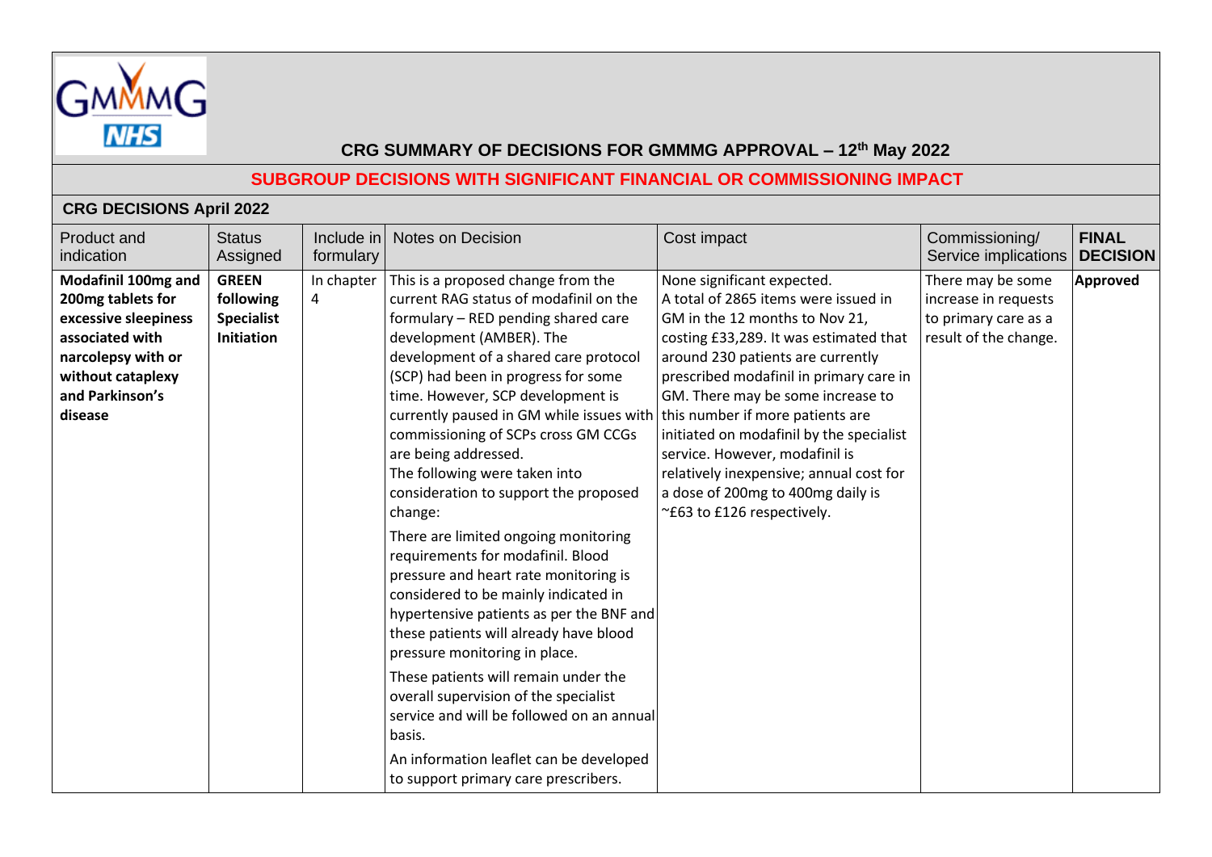GMMMG NHS

## CRG SUMMARY OF DECISIONS FOR GMMMG APPROVAL – 12th May 2022

### SUBGROUP DECISIONS WITH SIGNIFICANT FINANCIAL OR COMMISSIONING IMPACT

#### CRG DECISIONS April 2022

| Product and indication | Status Assigned | Include in formulary | Notes on Decision | Cost impact | Commissioning/ Service implications | FINAL DECISION |
|---|---|---|---|---|---|---|
| **Modafinil 100mg and 200mg tablets for excessive sleepiness associated with narcolepsy with or without cataplexy and Parkinson's disease** | **GREEN following Specialist Initiation** | In chapter 4 | This is a proposed change from the current RAG status of modafinil on the formulary – RED pending shared care development (AMBER). The development of a shared care protocol (SCP) had been in progress for some time. However, SCP development is currently paused in GM while issues with commissioning of SCPs cross GM CCGs are being addressed. The following were taken into consideration to support the proposed change:<br><br>There are limited ongoing monitoring requirements for modafinil. Blood pressure and heart rate monitoring is considered to be mainly indicated in hypertensive patients as per the BNF and these patients will already have blood pressure monitoring in place.<br><br>These patients will remain under the overall supervision of the specialist service and will be followed on an annual basis.<br><br>An information leaflet can be developed to support primary care prescribers. | None significant expected. A total of 2865 items were issued in GM in the 12 months to Nov 21, costing £33,289. It was estimated that around 230 patients are currently prescribed modafinil in primary care in GM. There may be some increase to this number if more patients are initiated on modafinil by the specialist service. However, modafinil is relatively inexpensive; annual cost for a dose of 200mg to 400mg daily is ~£63 to £126 respectively. | There may be some increase in requests to primary care as a result of the change. | **Approved** |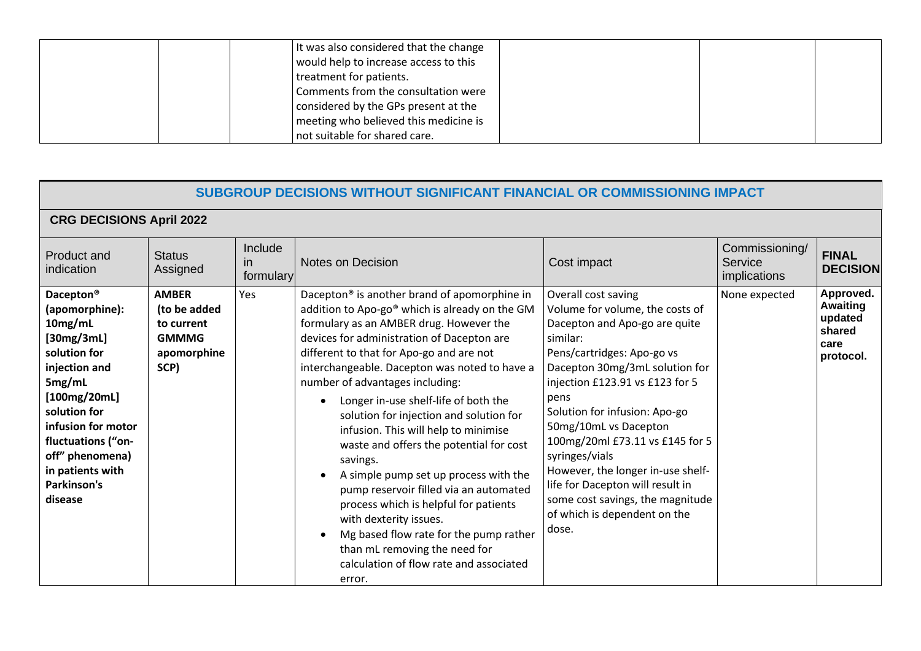| | | | | | | |
|---|---|---|---|---|---|---|
| | | | It was also considered that the change would help to increase access to this treatment for patients. Comments from the consultation were considered by the GPs present at the meeting who believed this medicine is not suitable for shared care. | | | |

## SUBGROUP DECISIONS WITHOUT SIGNIFICANT FINANCIAL OR COMMISSIONING IMPACT

### CRG DECISIONS April 2022

| Product and indication | Status Assigned | Include in formulary | Notes on Decision | Cost impact | Commissioning/ Service implications | FINAL DECISION |
|---|---|---|---|---|---|---|
| **Dacepton® (apomorphine): 10mg/mL [30mg/3mL] solution for injection and 5mg/mL [100mg/20mL] solution for infusion for motor fluctuations ("on-off" phenomena) in patients with Parkinson's disease** | **AMBER (to be added to current GMMMG apomorphine SCP)** | Yes | Dacepton® is another brand of apomorphine in addition to Apo-go® which is already on the GM formulary as an AMBER drug. However the devices for administration of Dacepton are different to that for Apo-go and are not interchangeable. Dacepton was noted to have a number of advantages including:<br>• Longer in-use shelf-life of both the solution for injection and solution for infusion. This will help to minimise waste and offers the potential for cost savings.<br>• A simple pump set up process with the pump reservoir filled via an automated process which is helpful for patients with dexterity issues.<br>• Mg based flow rate for the pump rather than mL removing the need for calculation of flow rate and associated error. | Overall cost saving<br>Volume for volume, the costs of Dacepton and Apo-go are quite similar:<br>Pens/cartridges: Apo-go vs Dacepton 30mg/3mL solution for injection £123.91 vs £123 for 5 pens<br>Solution for infusion: Apo-go 50mg/10mL vs Dacepton 100mg/20ml £73.11 vs £145 for 5 syringes/vials<br>However, the longer in-use shelf-life for Dacepton will result in some cost savings, the magnitude of which is dependent on the dose. | None expected | **Approved. Awaiting updated shared care protocol.** |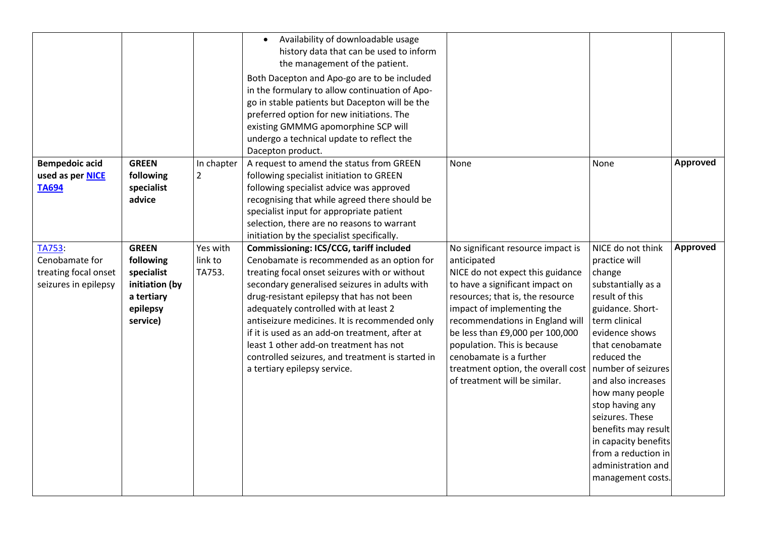| | | | | | | |
|---|---|---|---|---|---|---|
| | | | • Availability of downloadable usage history data that can be used to inform the management of the patient.<br><br>Both Dacepton and Apo-go are to be included in the formulary to allow continuation of Apo-go in stable patients but Dacepton will be the preferred option for new initiations. The existing GMMMG apomorphine SCP will undergo a technical update to reflect the Dacepton product. | | | |
| **Bempedoic acid used as per [NICE TA694]** | **GREEN following specialist advice** | In chapter 2 | A request to amend the status from GREEN following specialist initiation to GREEN following specialist advice was approved recognising that while agreed there should be specialist input for appropriate patient selection, there are no reasons to warrant initiation by the specialist specifically. | None | None | **Approved** |
| TA753: Cenobamate for treating focal onset seizures in epilepsy | **GREEN following specialist initiation (by a tertiary epilepsy service)** | Yes with link to TA753. | **Commissioning: ICS/CCG, tariff included**<br>Cenobamate is recommended as an option for treating focal onset seizures with or without secondary generalised seizures in adults with drug-resistant epilepsy that has not been adequately controlled with at least 2 antiseizure medicines. It is recommended only if it is used as an add-on treatment, after at least 1 other add-on treatment has not controlled seizures, and treatment is started in a tertiary epilepsy service. | No significant resource impact is anticipated<br>NICE do not expect this guidance to have a significant impact on resources; that is, the resource impact of implementing the recommendations in England will be less than £9,000 per 100,000 population. This is because cenobamate is a further treatment option, the overall cost of treatment will be similar. | NICE do not think practice will change substantially as a result of this guidance. Short-term clinical evidence shows that cenobamate reduced the number of seizures and also increases how many people stop having any seizures. These benefits may result in capacity benefits from a reduction in administration and management costs. | **Approved** |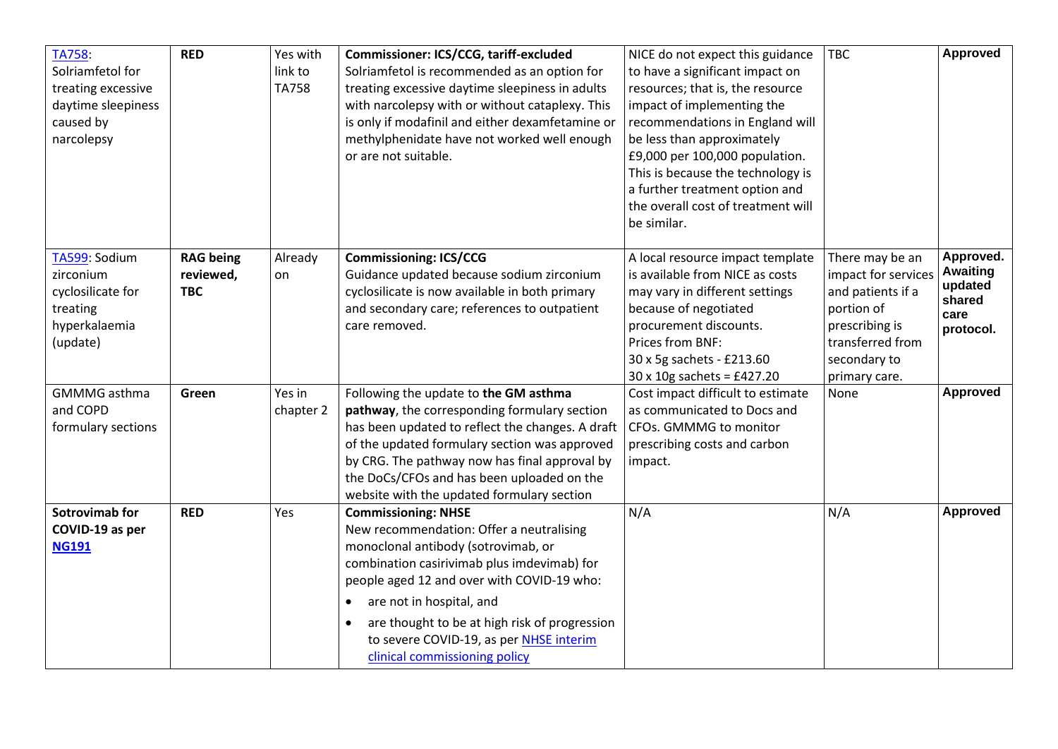| [TA758](): Solriamfetol for treating excessive daytime sleepiness caused by narcolepsy | **RED** | Yes with link to TA758 | **Commissioner: ICS/CCG, tariff-excluded** Solriamfetol is recommended as an option for treating excessive daytime sleepiness in adults with narcolepsy with or without cataplexy. This is only if modafinil and either dexamfetamine or methylphenidate have not worked well enough or are not suitable. | NICE do not expect this guidance to have a significant impact on resources; that is, the resource impact of implementing the recommendations in England will be less than approximately £9,000 per 100,000 population. This is because the technology is a further treatment option and the overall cost of treatment will be similar. | TBC | **Approved** |
|---|---|---|---|---|---|---|
| [TA599](): Sodium zirconium cyclosilicate for treating hyperkalaemia (update) | **RAG being reviewed, TBC** | Already on | **Commissioning: ICS/CCG** Guidance updated because sodium zirconium cyclosilicate is now available in both primary and secondary care; references to outpatient care removed. | A local resource impact template is available from NICE as costs may vary in different settings because of negotiated procurement discounts. Prices from BNF: 30 x 5g sachets - £213.60 30 x 10g sachets = £427.20 | There may be an impact for services and patients if a portion of prescribing is transferred from secondary to primary care. | **Approved. Awaiting updated shared care protocol.** |
| GMMMG asthma and COPD formulary sections | **Green** | Yes in chapter 2 | Following the update to **the GM asthma pathway**, the corresponding formulary section has been updated to reflect the changes. A draft of the updated formulary section was approved by CRG. The pathway now has final approval by the DoCs/CFOs and has been uploaded on the website with the updated formulary section | Cost impact difficult to estimate as communicated to Docs and CFOs. GMMMG to monitor prescribing costs and carbon impact. | None | **Approved** |
| **Sotrovimab for COVID-19 as per [NG191]()** | **RED** | Yes | **Commissioning: NHSE** New recommendation: Offer a neutralising monoclonal antibody (sotrovimab, or combination casirivimab plus imdevimab) for people aged 12 and over with COVID-19 who: <br>• are not in hospital, and <br>• are thought to be at high risk of progression to severe COVID-19, as per [NHSE interim clinical commissioning policy]() | N/A | N/A | **Approved** |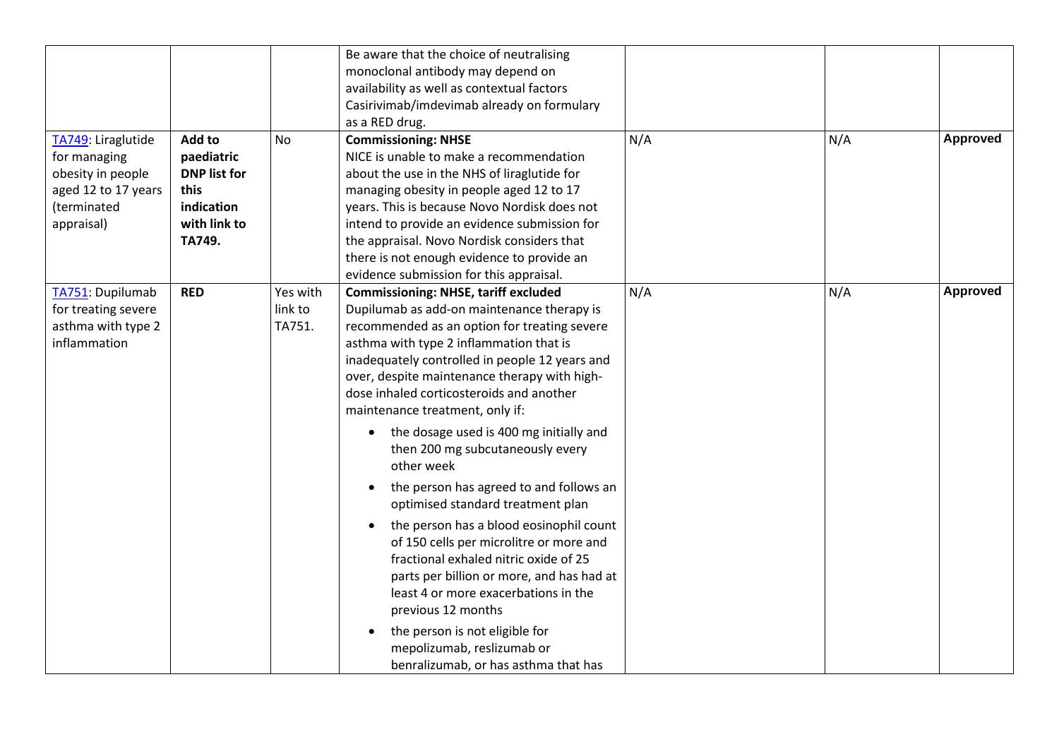| | | | | | | |
|---|---|---|---|---|---|---|
| | | | Be aware that the choice of neutralising monoclonal antibody may depend on availability as well as contextual factors Casirivimab/imdevimab already on formulary as a RED drug. | | | |
| TA749: Liraglutide for managing obesity in people aged 12 to 17 years (terminated appraisal) | **Add to paediatric DNP list for this indication with link to TA749.** | No | **Commissioning: NHSE** NICE is unable to make a recommendation about the use in the NHS of liraglutide for managing obesity in people aged 12 to 17 years. This is because Novo Nordisk does not intend to provide an evidence submission for the appraisal. Novo Nordisk considers that there is not enough evidence to provide an evidence submission for this appraisal. | N/A | N/A | **Approved** |
| TA751: Dupilumab for treating severe asthma with type 2 inflammation | **RED** | Yes with link to TA751. | **Commissioning: NHSE, tariff excluded** Dupilumab as add-on maintenance therapy is recommended as an option for treating severe asthma with type 2 inflammation that is inadequately controlled in people 12 years and over, despite maintenance therapy with high-dose inhaled corticosteroids and another maintenance treatment, only if: <br>• the dosage used is 400 mg initially and then 200 mg subcutaneously every other week <br>• the person has agreed to and follows an optimised standard treatment plan <br>• the person has a blood eosinophil count of 150 cells per microlitre or more and fractional exhaled nitric oxide of 25 parts per billion or more, and has had at least 4 or more exacerbations in the previous 12 months <br>• the person is not eligible for mepolizumab, reslizumab or benralizumab, or has asthma that has | N/A | N/A | **Approved** |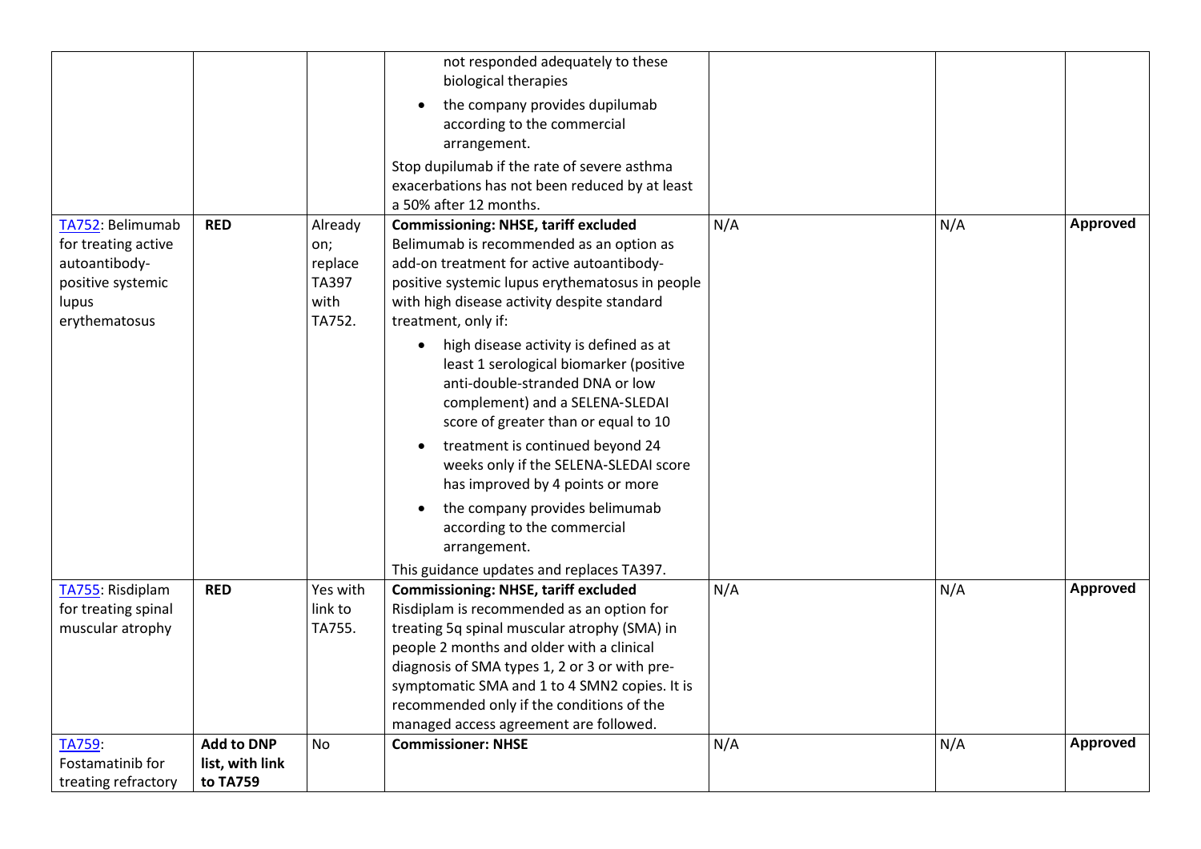| | | | | | | |
|---|---|---|---|---|---|---|
| | | | not responded adequately to these biological therapies<br>• the company provides dupilumab according to the commercial arrangement.<br>Stop dupilumab if the rate of severe asthma exacerbations has not been reduced by at least a 50% after 12 months. | | | |
| TA752: Belimumab for treating active autoantibody-positive systemic lupus erythematosus | **RED** | Already on; replace TA397 with TA752. | **Commissioning: NHSE, tariff excluded**<br>Belimumab is recommended as an option as add-on treatment for active autoantibody-positive systemic lupus erythematosus in people with high disease activity despite standard treatment, only if:<br>• high disease activity is defined as at least 1 serological biomarker (positive anti-double-stranded DNA or low complement) and a SELENA-SLEDAI score of greater than or equal to 10<br>• treatment is continued beyond 24 weeks only if the SELENA-SLEDAI score has improved by 4 points or more<br>• the company provides belimumab according to the commercial arrangement.<br>This guidance updates and replaces TA397. | N/A | N/A | **Approved** |
| TA755: Risdiplam for treating spinal muscular atrophy | **RED** | Yes with link to TA755. | **Commissioning: NHSE, tariff excluded**<br>Risdiplam is recommended as an option for treating 5q spinal muscular atrophy (SMA) in people 2 months and older with a clinical diagnosis of SMA types 1, 2 or 3 or with pre-symptomatic SMA and 1 to 4 SMN2 copies. It is recommended only if the conditions of the managed access agreement are followed. | N/A | N/A | **Approved** |
| TA759: Fostamatinib for treating refractory | **Add to DNP list, with link to TA759** | No | **Commissioner: NHSE** | N/A | N/A | **Approved** |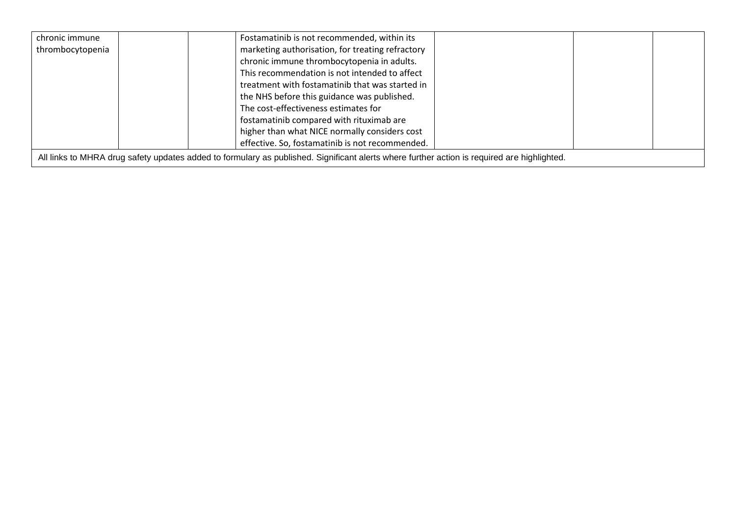| | | | | | | |
|---|---|---|---|---|---|---|
| chronic immune thrombocytopenia | | | Fostamatinib is not recommended, within its marketing authorisation, for treating refractory chronic immune thrombocytopenia in adults. This recommendation is not intended to affect treatment with fostamatinib that was started in the NHS before this guidance was published. The cost-effectiveness estimates for fostamatinib compared with rituximab are higher than what NICE normally considers cost effective. So, fostamatinib is not recommended. | | | |
| All links to MHRA drug safety updates added to formulary as published. Significant alerts where further action is required are highlighted. | | | | | | |